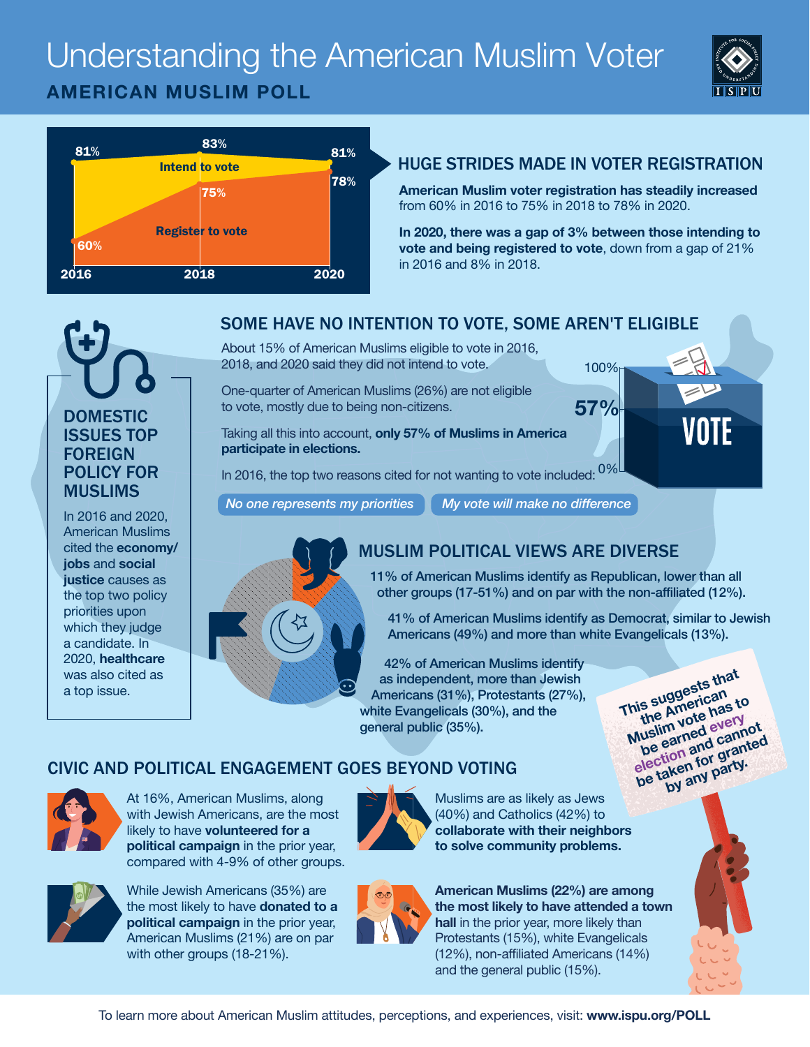# Understanding the American Muslim Voter

## AMERICAN MUSLIM POLL

| | 2016 | 2018 | 2020 |
|---|---|---|---|
| Intend to vote | 81% | 83% | 81% |
| Register to vote | 60% | 75% | 78% |

## HUGE STRIDES MADE IN VOTER REGISTRATION

**American Muslim voter registration has steadily increased** from 60% in 2016 to 75% in 2018 to 78% in 2020.

**In 2020, there was a gap of 3% between those intending to vote and being registered to vote**, down from a gap of 21% in 2016 and 8% in 2018.

## SOME HAVE NO INTENTION TO VOTE, SOME AREN'T ELIGIBLE

About 15% of American Muslims eligible to vote in 2016, 2018, and 2020 said they did not intend to vote.

One-quarter of American Muslims (26%) are not eligible to vote, mostly due to being non-citizens.

Taking all this into account, **only 57% of Muslims in America participate in elections.**

In 2016, the top two reasons cited for not wanting to vote included:

*No one represents my priorities* | *My vote will make no difference*

100% | 57% | 0% | VOTE

## DOMESTIC ISSUES TOP FOREIGN POLICY FOR MUSLIMS

In 2016 and 2020, American Muslims cited the **economy/jobs** and **social justice** causes as the top two policy priorities upon which they judge a candidate. In 2020, **healthcare** was also cited as a top issue.

## MUSLIM POLITICAL VIEWS ARE DIVERSE

11% of American Muslims identify as Republican, lower than all other groups (17-51%) and on par with the non-affiliated (12%).

41% of American Muslims identify as Democrat, similar to Jewish Americans (49%) and more than white Evangelicals (13%).

42% of American Muslims identify as independent, more than Jewish Americans (31%), Protestants (27%), white Evangelicals (30%), and the general public (35%).

**This suggests that the American Muslim vote has to be earned every election and cannot be taken for granted by any party.**

## CIVIC AND POLITICAL ENGAGEMENT GOES BEYOND VOTING

At 16%, American Muslims, along with Jewish Americans, are the most likely to have **volunteered for a political campaign** in the prior year, compared with 4-9% of other groups.

Muslims are as likely as Jews (40%) and Catholics (42%) to **collaborate with their neighbors to solve community problems.**

While Jewish Americans (35%) are the most likely to have **donated to a political campaign** in the prior year, American Muslims (21%) are on par with other groups (18-21%).

**American Muslims (22%) are among the most likely to have attended a town hall** in the prior year, more likely than Protestants (15%), white Evangelicals (12%), non-affiliated Americans (14%) and the general public (15%).

To learn more about American Muslim attitudes, perceptions, and experiences, visit: **www.ispu.org/POLL**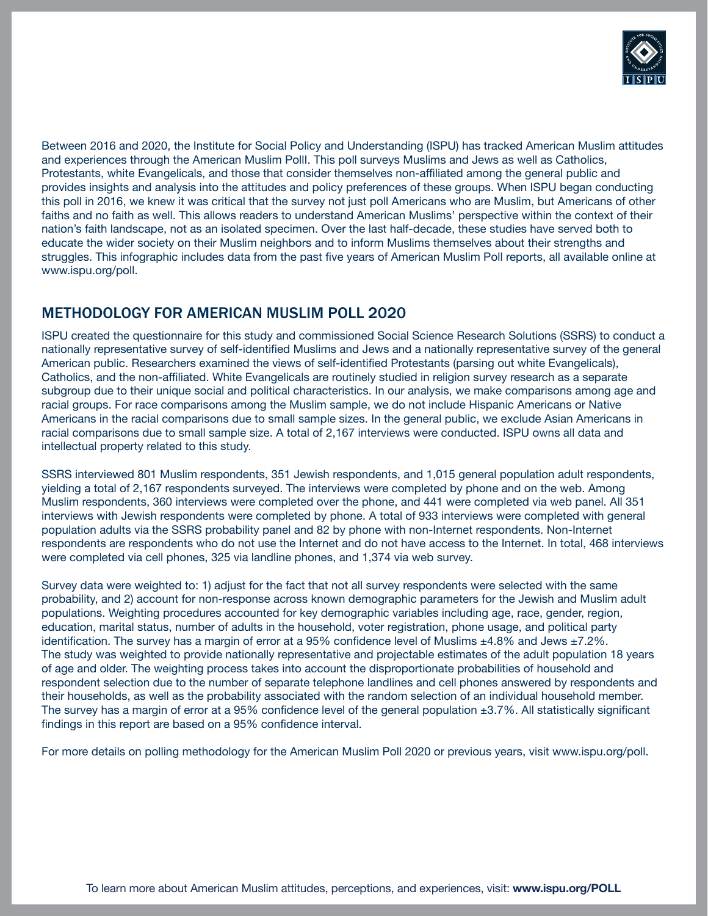Between 2016 and 2020, the Institute for Social Policy and Understanding (ISPU) has tracked American Muslim attitudes and experiences through the American Muslim Polll. This poll surveys Muslims and Jews as well as Catholics, Protestants, white Evangelicals, and those that consider themselves non-affiliated among the general public and provides insights and analysis into the attitudes and policy preferences of these groups. When ISPU began conducting this poll in 2016, we knew it was critical that the survey not just poll Americans who are Muslim, but Americans of other faiths and no faith as well. This allows readers to understand American Muslims' perspective within the context of their nation's faith landscape, not as an isolated specimen. Over the last half-decade, these studies have served both to educate the wider society on their Muslim neighbors and to inform Muslims themselves about their strengths and struggles. This infographic includes data from the past five years of American Muslim Poll reports, all available online at www.ispu.org/poll.

## METHODOLOGY FOR AMERICAN MUSLIM POLL 2020

ISPU created the questionnaire for this study and commissioned Social Science Research Solutions (SSRS) to conduct a nationally representative survey of self-identified Muslims and Jews and a nationally representative survey of the general American public. Researchers examined the views of self-identified Protestants (parsing out white Evangelicals), Catholics, and the non-affiliated. White Evangelicals are routinely studied in religion survey research as a separate subgroup due to their unique social and political characteristics. In our analysis, we make comparisons among age and racial groups. For race comparisons among the Muslim sample, we do not include Hispanic Americans or Native Americans in the racial comparisons due to small sample sizes. In the general public, we exclude Asian Americans in racial comparisons due to small sample size. A total of 2,167 interviews were conducted. ISPU owns all data and intellectual property related to this study.

SSRS interviewed 801 Muslim respondents, 351 Jewish respondents, and 1,015 general population adult respondents, yielding a total of 2,167 respondents surveyed. The interviews were completed by phone and on the web. Among Muslim respondents, 360 interviews were completed over the phone, and 441 were completed via web panel. All 351 interviews with Jewish respondents were completed by phone. A total of 933 interviews were completed with general population adults via the SSRS probability panel and 82 by phone with non-Internet respondents. Non-Internet respondents are respondents who do not use the Internet and do not have access to the Internet. In total, 468 interviews were completed via cell phones, 325 via landline phones, and 1,374 via web survey.

Survey data were weighted to: 1) adjust for the fact that not all survey respondents were selected with the same probability, and 2) account for non-response across known demographic parameters for the Jewish and Muslim adult populations. Weighting procedures accounted for key demographic variables including age, race, gender, region, education, marital status, number of adults in the household, voter registration, phone usage, and political party identification. The survey has a margin of error at a 95% confidence level of Muslims ±4.8% and Jews ±7.2%. The study was weighted to provide nationally representative and projectable estimates of the adult population 18 years of age and older. The weighting process takes into account the disproportionate probabilities of household and respondent selection due to the number of separate telephone landlines and cell phones answered by respondents and their households, as well as the probability associated with the random selection of an individual household member. The survey has a margin of error at a 95% confidence level of the general population ±3.7%. All statistically significant findings in this report are based on a 95% confidence interval.

For more details on polling methodology for the American Muslim Poll 2020 or previous years, visit www.ispu.org/poll.

To learn more about American Muslim attitudes, perceptions, and experiences, visit: **www.ispu.org/POLL**